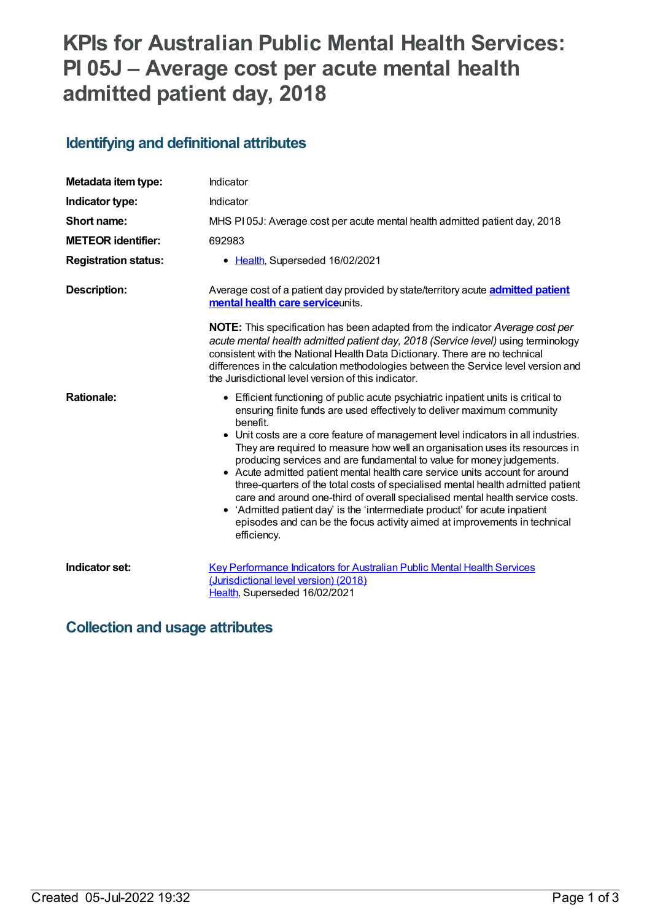# KPIs for Australian Public Mental Health Services: PI 05J – Average cost per acute mental health admitted patient day, 2018

## Identifying and definitional attributes

| | |
|---|---|
| **Metadata item type:** | Indicator |
| **Indicator type:** | Indicator |
| **Short name:** | MHS PI 05J: Average cost per acute mental health admitted patient day, 2018 |
| **METEOR identifier:** | 692983 |
| **Registration status:** | • Health, Superseded 16/02/2021 |
| **Description:** | Average cost of a patient day provided by state/territory acute **admitted patient mental health care service** units.<br><br>**NOTE:** This specification has been adapted from the indicator *Average cost per acute mental health admitted patient day, 2018 (Service level)* using terminology consistent with the National Health Data Dictionary. There are no technical differences in the calculation methodologies between the Service level version and the Jurisdictional level version of this indicator. |
| **Rationale:** | • Efficient functioning of public acute psychiatric inpatient units is critical to ensuring finite funds are used effectively to deliver maximum community benefit.<br>• Unit costs are a core feature of management level indicators in all industries. They are required to measure how well an organisation uses its resources in producing services and are fundamental to value for money judgements.<br>• Acute admitted patient mental health care service units account for around three-quarters of the total costs of specialised mental health admitted patient care and around one-third of overall specialised mental health service costs.<br>• 'Admitted patient day' is the 'intermediate product' for acute inpatient episodes and can be the focus activity aimed at improvements in technical efficiency. |
| **Indicator set:** | Key Performance Indicators for Australian Public Mental Health Services (Jurisdictional level version) (2018)<br>Health, Superseded 16/02/2021 |

## Collection and usage attributes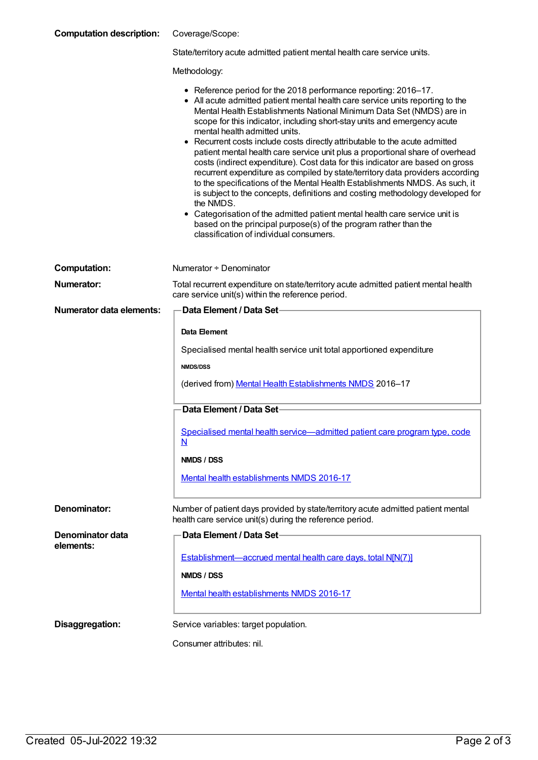**Computation description:**

Coverage/Scope:

State/territory acute admitted patient mental health care service units.

Methodology:

- Reference period for the 2018 performance reporting: 2016–17.
- All acute admitted patient mental health care service units reporting to the Mental Health Establishments National Minimum Data Set (NMDS) are in scope for this indicator, including short-stay units and emergency acute mental health admitted units.
- Recurrent costs include costs directly attributable to the acute admitted patient mental health care service unit plus a proportional share of overhead costs (indirect expenditure). Cost data for this indicator are based on gross recurrent expenditure as compiled by state/territory data providers according to the specifications of the Mental Health Establishments NMDS. As such, it is subject to the concepts, definitions and costing methodology developed for the NMDS.
- Categorisation of the admitted patient mental health care service unit is based on the principal purpose(s) of the program rather than the classification of individual consumers.

**Computation:** Numerator ÷ Denominator

**Numerator:** Total recurrent expenditure on state/territory acute admitted patient mental health care service unit(s) within the reference period.

**Numerator data elements:**

**Data Element / Data Set**

**Data Element**

Specialised mental health service unit total apportioned expenditure

**NMDS/DSS**

(derived from) Mental Health Establishments NMDS 2016–17

**Data Element / Data Set**

Specialised mental health service—admitted patient care program type, code N

**NMDS / DSS**

Mental health establishments NMDS 2016-17

**Denominator:** Number of patient days provided by state/territory acute admitted patient mental health care service unit(s) during the reference period.

**Denominator data elements:**

**Data Element / Data Set**

Establishment—accrued mental health care days, total N[N(7)]

**NMDS / DSS**

Mental health establishments NMDS 2016-17

**Disaggregation:**

Service variables: target population.

Consumer attributes: nil.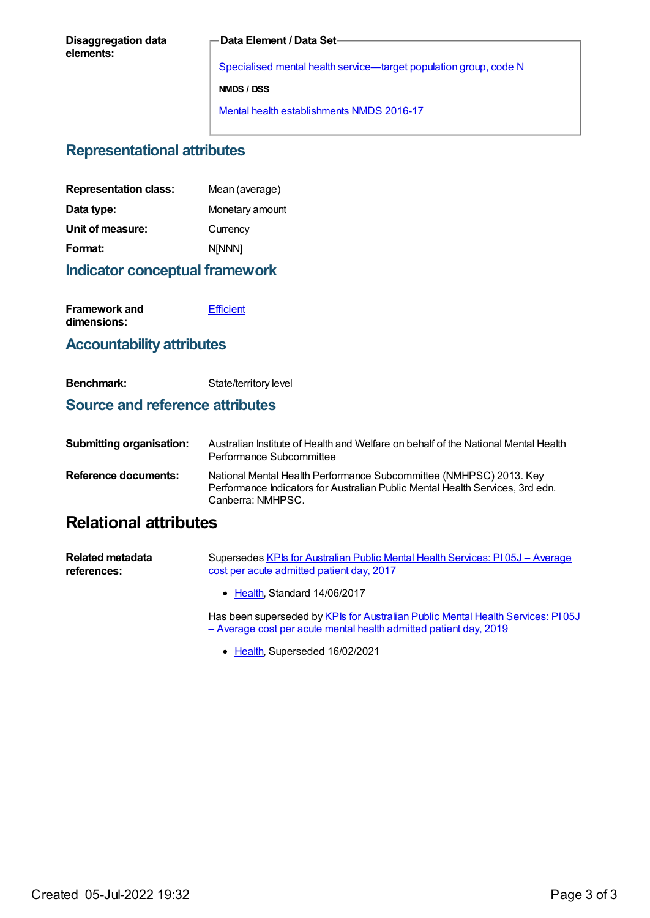**Disaggregation data elements:**

**Data Element / Data Set**

Specialised mental health service—target population group, code N

**NMDS / DSS**

Mental health establishments NMDS 2016-17

## Representational attributes

**Representation class:** Mean (average)

**Data type:** Monetary amount

**Unit of measure:** Currency

**Format:** N[NNN]

## Indicator conceptual framework

**Framework and dimensions:** Efficient

## Accountability attributes

**Benchmark:** State/territory level

## Source and reference attributes

**Submitting organisation:** Australian Institute of Health and Welfare on behalf of the National Mental Health Performance Subcommittee

**Reference documents:** National Mental Health Performance Subcommittee (NMHPSC) 2013. Key Performance Indicators for Australian Public Mental Health Services, 3rd edn. Canberra: NMHPSC.

# Relational attributes

**Related metadata references:**

Supersedes KPIs for Australian Public Mental Health Services: PI 05J – Average cost per acute admitted patient day, 2017

- Health, Standard 14/06/2017

Has been superseded by KPIs for Australian Public Mental Health Services: PI 05J – Average cost per acute mental health admitted patient day, 2019

- Health, Superseded 16/02/2021